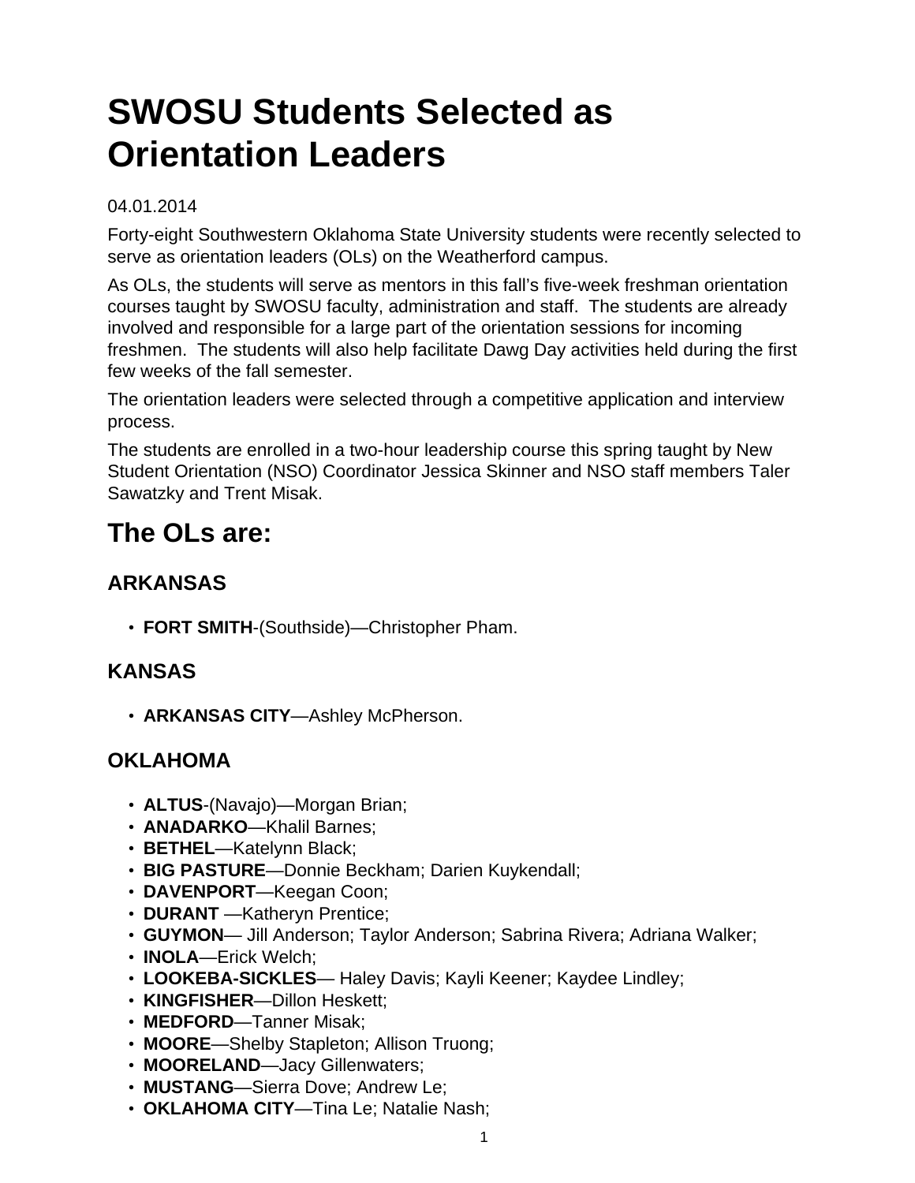# SWOSU Students Selected as Orientation Leaders

04.01.2014

Forty-eight Southwestern Oklahoma State University students were recently selected to serve as orientation leaders (OLs) on the Weatherford campus.

As OLs, the students will serve as mentors in this fall's five-week freshman orientation courses taught by SWOSU faculty, administration and staff.  The students are already involved and responsible for a large part of the orientation sessions for incoming freshmen.  The students will also help facilitate Dawg Day activities held during the first few weeks of the fall semester.

The orientation leaders were selected through a competitive application and interview process.

The students are enrolled in a two-hour leadership course this spring taught by New Student Orientation (NSO) Coordinator Jessica Skinner and NSO staff members Taler Sawatzky and Trent Misak.

## The OLs are:

### ARKANSAS

- **FORT SMITH**-(Southside)—Christopher Pham.

### KANSAS

- **ARKANSAS CITY**—Ashley McPherson.

### OKLAHOMA

- **ALTUS**-(Navajo)—Morgan Brian;
- **ANADARKO**—Khalil Barnes;
- **BETHEL**—Katelynn Black;
- **BIG PASTURE**—Donnie Beckham; Darien Kuykendall;
- **DAVENPORT**—Keegan Coon;
- **DURANT** —Katheryn Prentice;
- **GUYMON**— Jill Anderson; Taylor Anderson; Sabrina Rivera; Adriana Walker;
- **INOLA**—Erick Welch;
- **LOOKEBA-SICKLES**— Haley Davis; Kayli Keener; Kaydee Lindley;
- **KINGFISHER**—Dillon Heskett;
- **MEDFORD**—Tanner Misak;
- **MOORE**—Shelby Stapleton; Allison Truong;
- **MOORELAND**—Jacy Gillenwaters;
- **MUSTANG**—Sierra Dove; Andrew Le;
- **OKLAHOMA CITY**—Tina Le; Natalie Nash;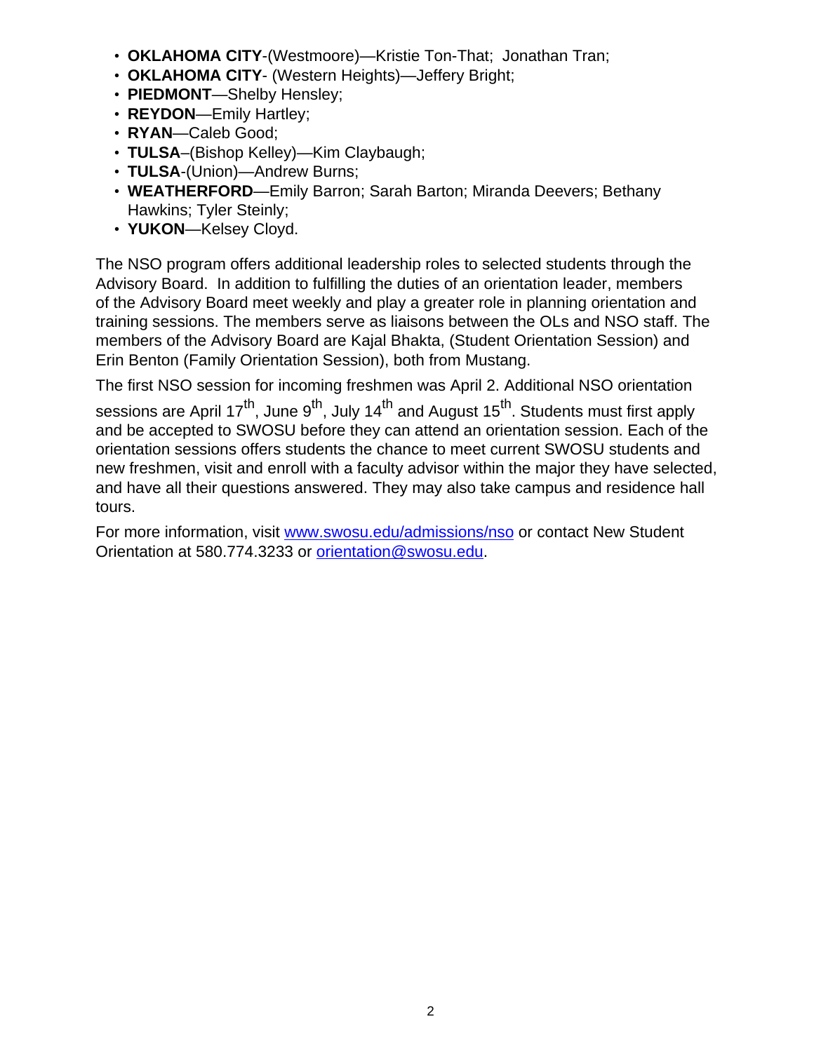- **OKLAHOMA CITY**-(Westmoore)—Kristie Ton-That;  Jonathan Tran;
- **OKLAHOMA CITY**- (Western Heights)—Jeffery Bright;
- **PIEDMONT**—Shelby Hensley;
- **REYDON**—Emily Hartley;
- **RYAN**—Caleb Good;
- **TULSA**–(Bishop Kelley)—Kim Claybaugh;
- **TULSA**-(Union)—Andrew Burns;
- **WEATHERFORD**—Emily Barron; Sarah Barton; Miranda Deevers; Bethany Hawkins; Tyler Steinly;
- **YUKON**—Kelsey Cloyd.

The NSO program offers additional leadership roles to selected students through the Advisory Board.  In addition to fulfilling the duties of an orientation leader, members of the Advisory Board meet weekly and play a greater role in planning orientation and training sessions. The members serve as liaisons between the OLs and NSO staff. The members of the Advisory Board are Kajal Bhakta, (Student Orientation Session) and Erin Benton (Family Orientation Session), both from Mustang.

The first NSO session for incoming freshmen was April 2. Additional NSO orientation sessions are April 17th, June 9th, July 14th and August 15th. Students must first apply and be accepted to SWOSU before they can attend an orientation session. Each of the orientation sessions offers students the chance to meet current SWOSU students and new freshmen, visit and enroll with a faculty advisor within the major they have selected, and have all their questions answered. They may also take campus and residence hall tours.

For more information, visit www.swosu.edu/admissions/nso or contact New Student Orientation at 580.774.3233 or orientation@swosu.edu.